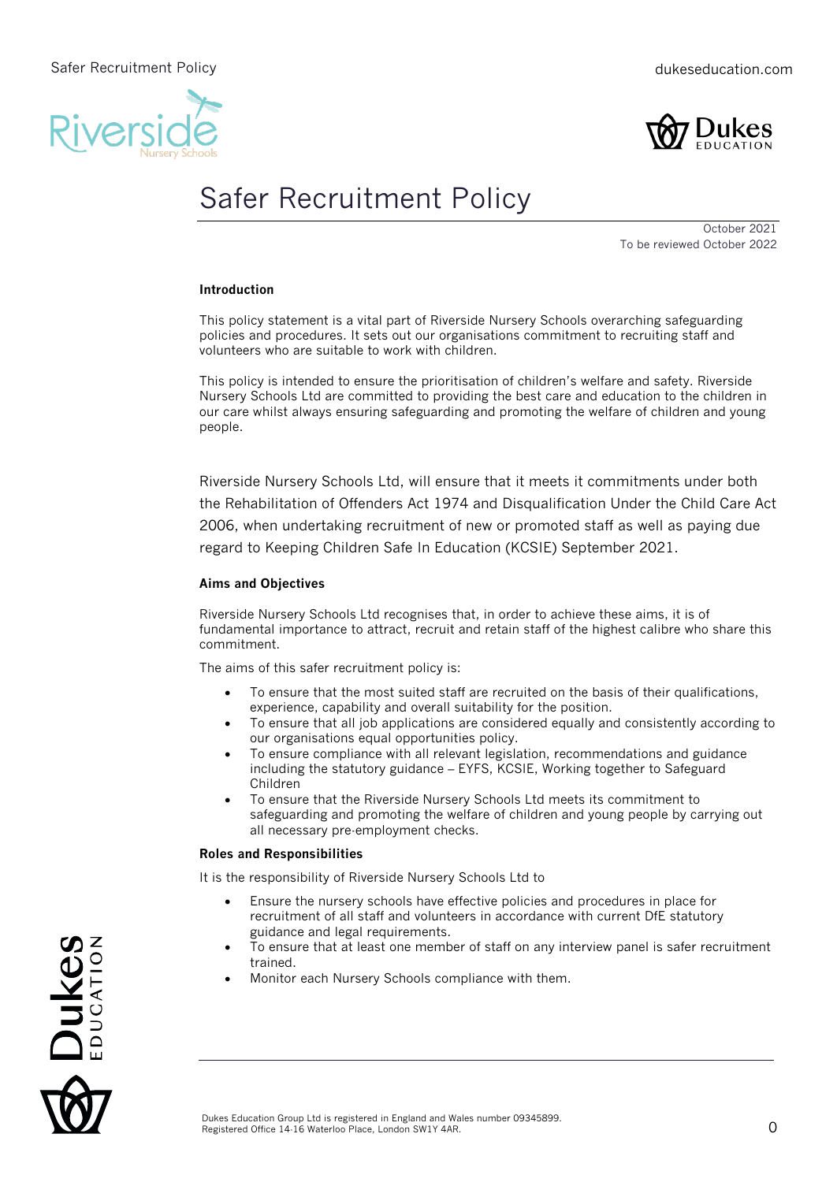# Safer Recruitment Policy

October 2021
To be reviewed October 2022

**Introduction**

This policy statement is a vital part of Riverside Nursery Schools overarching safeguarding policies and procedures. It sets out our organisations commitment to recruiting staff and volunteers who are suitable to work with children.

This policy is intended to ensure the prioritisation of children's welfare and safety. Riverside Nursery Schools Ltd are committed to providing the best care and education to the children in our care whilst always ensuring safeguarding and promoting the welfare of children and young people.

Riverside Nursery Schools Ltd, will ensure that it meets it commitments under both the Rehabilitation of Offenders Act 1974 and Disqualification Under the Child Care Act 2006, when undertaking recruitment of new or promoted staff as well as paying due regard to Keeping Children Safe In Education (KCSIE) September 2021.

**Aims and Objectives**

Riverside Nursery Schools Ltd recognises that, in order to achieve these aims, it is of fundamental importance to attract, recruit and retain staff of the highest calibre who share this commitment.

The aims of this safer recruitment policy is:

- To ensure that the most suited staff are recruited on the basis of their qualifications, experience, capability and overall suitability for the position.
- To ensure that all job applications are considered equally and consistently according to our organisations equal opportunities policy.
- To ensure compliance with all relevant legislation, recommendations and guidance including the statutory guidance – EYFS, KCSIE, Working together to Safeguard Children
- To ensure that the Riverside Nursery Schools Ltd meets its commitment to safeguarding and promoting the welfare of children and young people by carrying out all necessary pre-employment checks.

**Roles and Responsibilities**

It is the responsibility of Riverside Nursery Schools Ltd to

- Ensure the nursery schools have effective policies and procedures in place for recruitment of all staff and volunteers in accordance with current DfE statutory guidance and legal requirements.
- To ensure that at least one member of staff on any interview panel is safer recruitment trained.
- Monitor each Nursery Schools compliance with them.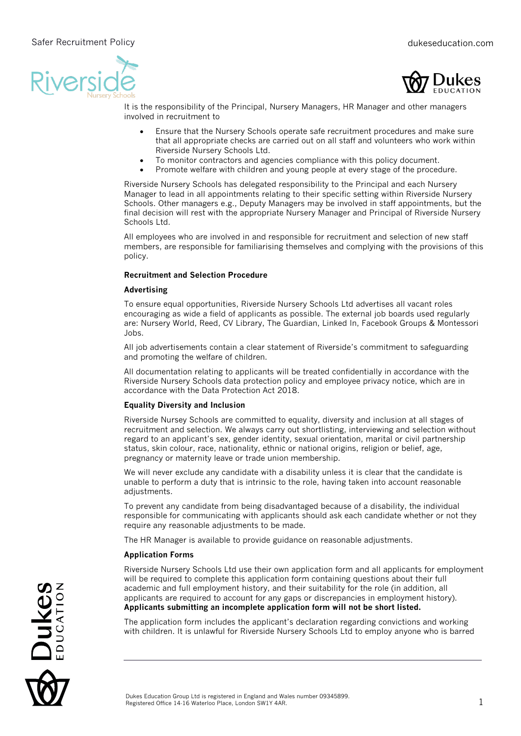It is the responsibility of the Principal, Nursery Managers, HR Manager and other managers involved in recruitment to

- Ensure that the Nursery Schools operate safe recruitment procedures and make sure that all appropriate checks are carried out on all staff and volunteers who work within Riverside Nursery Schools Ltd.
- To monitor contractors and agencies compliance with this policy document.
- Promote welfare with children and young people at every stage of the procedure.

Riverside Nursery Schools has delegated responsibility to the Principal and each Nursery Manager to lead in all appointments relating to their specific setting within Riverside Nursery Schools. Other managers e.g., Deputy Managers may be involved in staff appointments, but the final decision will rest with the appropriate Nursery Manager and Principal of Riverside Nursery Schools Ltd.

All employees who are involved in and responsible for recruitment and selection of new staff members, are responsible for familiarising themselves and complying with the provisions of this policy.

**Recruitment and Selection Procedure**

**Advertising**

To ensure equal opportunities, Riverside Nursery Schools Ltd advertises all vacant roles encouraging as wide a field of applicants as possible. The external job boards used regularly are: Nursery World, Reed, CV Library, The Guardian, Linked In, Facebook Groups & Montessori Jobs.

All job advertisements contain a clear statement of Riverside's commitment to safeguarding and promoting the welfare of children.

All documentation relating to applicants will be treated confidentially in accordance with the Riverside Nursery Schools data protection policy and employee privacy notice, which are in accordance with the Data Protection Act 2018.

**Equality Diversity and Inclusion**

Riverside Nursey Schools are committed to equality, diversity and inclusion at all stages of recruitment and selection. We always carry out shortlisting, interviewing and selection without regard to an applicant's sex, gender identity, sexual orientation, marital or civil partnership status, skin colour, race, nationality, ethnic or national origins, religion or belief, age, pregnancy or maternity leave or trade union membership.

We will never exclude any candidate with a disability unless it is clear that the candidate is unable to perform a duty that is intrinsic to the role, having taken into account reasonable adjustments.

To prevent any candidate from being disadvantaged because of a disability, the individual responsible for communicating with applicants should ask each candidate whether or not they require any reasonable adjustments to be made.

The HR Manager is available to provide guidance on reasonable adjustments.

**Application Forms**

Riverside Nursery Schools Ltd use their own application form and all applicants for employment will be required to complete this application form containing questions about their full academic and full employment history, and their suitability for the role (in addition, all applicants are required to account for any gaps or discrepancies in employment history). **Applicants submitting an incomplete application form will not be short listed.**

The application form includes the applicant's declaration regarding convictions and working with children. It is unlawful for Riverside Nursery Schools Ltd to employ anyone who is barred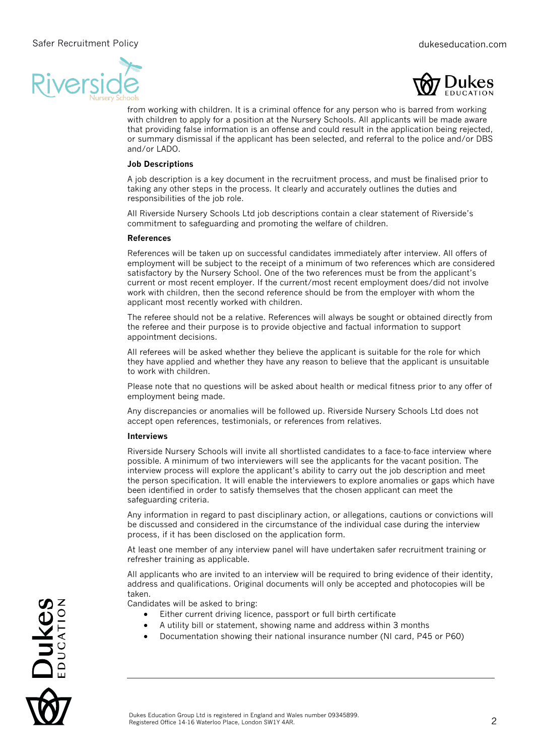from working with children. It is a criminal offence for any person who is barred from working with children to apply for a position at the Nursery Schools. All applicants will be made aware that providing false information is an offense and could result in the application being rejected, or summary dismissal if the applicant has been selected, and referral to the police and/or DBS and/or LADO.

**Job Descriptions**

A job description is a key document in the recruitment process, and must be finalised prior to taking any other steps in the process. It clearly and accurately outlines the duties and responsibilities of the job role.

All Riverside Nursery Schools Ltd job descriptions contain a clear statement of Riverside's commitment to safeguarding and promoting the welfare of children.

**References**

References will be taken up on successful candidates immediately after interview. All offers of employment will be subject to the receipt of a minimum of two references which are considered satisfactory by the Nursery School. One of the two references must be from the applicant's current or most recent employer. If the current/most recent employment does/did not involve work with children, then the second reference should be from the employer with whom the applicant most recently worked with children.

The referee should not be a relative. References will always be sought or obtained directly from the referee and their purpose is to provide objective and factual information to support appointment decisions.

All referees will be asked whether they believe the applicant is suitable for the role for which they have applied and whether they have any reason to believe that the applicant is unsuitable to work with children.

Please note that no questions will be asked about health or medical fitness prior to any offer of employment being made.

Any discrepancies or anomalies will be followed up. Riverside Nursery Schools Ltd does not accept open references, testimonials, or references from relatives.

**Interviews**

Riverside Nursery Schools will invite all shortlisted candidates to a face-to-face interview where possible. A minimum of two interviewers will see the applicants for the vacant position. The interview process will explore the applicant's ability to carry out the job description and meet the person specification. It will enable the interviewers to explore anomalies or gaps which have been identified in order to satisfy themselves that the chosen applicant can meet the safeguarding criteria.

Any information in regard to past disciplinary action, or allegations, cautions or convictions will be discussed and considered in the circumstance of the individual case during the interview process, if it has been disclosed on the application form.

At least one member of any interview panel will have undertaken safer recruitment training or refresher training as applicable.

All applicants who are invited to an interview will be required to bring evidence of their identity, address and qualifications. Original documents will only be accepted and photocopies will be taken.

Candidates will be asked to bring:

- Either current driving licence, passport or full birth certificate
- A utility bill or statement, showing name and address within 3 months
- Documentation showing their national insurance number (NI card, P45 or P60)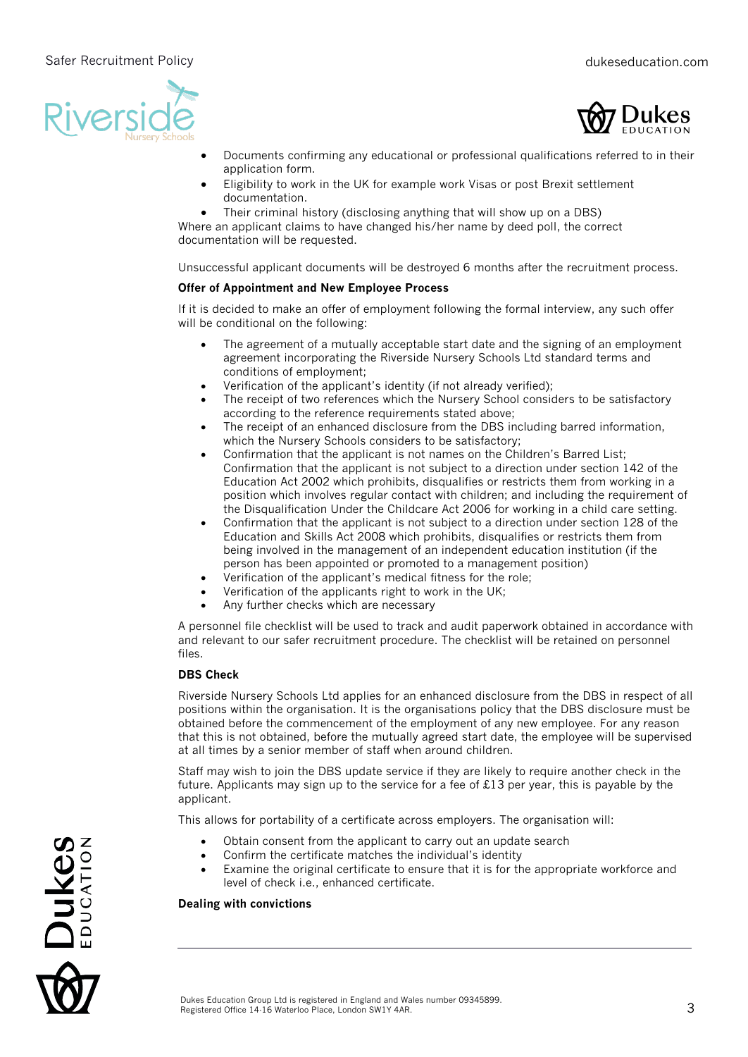- Documents confirming any educational or professional qualifications referred to in their application form.
- Eligibility to work in the UK for example work Visas or post Brexit settlement documentation.
- Their criminal history (disclosing anything that will show up on a DBS)

Where an applicant claims to have changed his/her name by deed poll, the correct documentation will be requested.

Unsuccessful applicant documents will be destroyed 6 months after the recruitment process.

**Offer of Appointment and New Employee Process**

If it is decided to make an offer of employment following the formal interview, any such offer will be conditional on the following:

- The agreement of a mutually acceptable start date and the signing of an employment agreement incorporating the Riverside Nursery Schools Ltd standard terms and conditions of employment;
- Verification of the applicant's identity (if not already verified);
- The receipt of two references which the Nursery School considers to be satisfactory according to the reference requirements stated above;
- The receipt of an enhanced disclosure from the DBS including barred information, which the Nursery Schools considers to be satisfactory;
- Confirmation that the applicant is not names on the Children's Barred List; Confirmation that the applicant is not subject to a direction under section 142 of the Education Act 2002 which prohibits, disqualifies or restricts them from working in a position which involves regular contact with children; and including the requirement of the Disqualification Under the Childcare Act 2006 for working in a child care setting.
- Confirmation that the applicant is not subject to a direction under section 128 of the Education and Skills Act 2008 which prohibits, disqualifies or restricts them from being involved in the management of an independent education institution (if the person has been appointed or promoted to a management position)
- Verification of the applicant's medical fitness for the role;
- Verification of the applicants right to work in the UK;
- Any further checks which are necessary

A personnel file checklist will be used to track and audit paperwork obtained in accordance with and relevant to our safer recruitment procedure. The checklist will be retained on personnel files.

**DBS Check**

Riverside Nursery Schools Ltd applies for an enhanced disclosure from the DBS in respect of all positions within the organisation. It is the organisations policy that the DBS disclosure must be obtained before the commencement of the employment of any new employee. For any reason that this is not obtained, before the mutually agreed start date, the employee will be supervised at all times by a senior member of staff when around children.

Staff may wish to join the DBS update service if they are likely to require another check in the future. Applicants may sign up to the service for a fee of £13 per year, this is payable by the applicant.

This allows for portability of a certificate across employers. The organisation will:

- Obtain consent from the applicant to carry out an update search
- Confirm the certificate matches the individual's identity
- Examine the original certificate to ensure that it is for the appropriate workforce and level of check i.e., enhanced certificate.

**Dealing with convictions**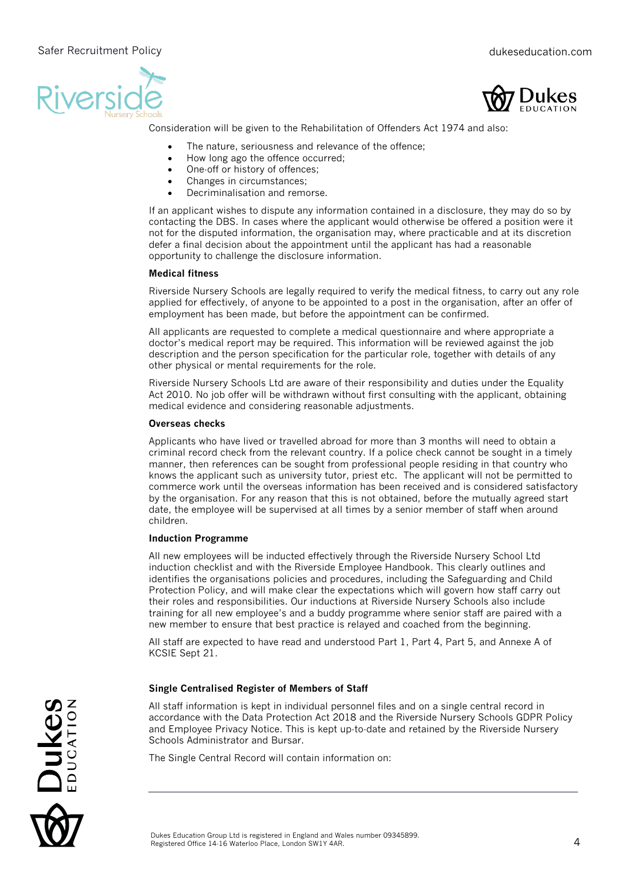Consideration will be given to the Rehabilitation of Offenders Act 1974 and also:

- The nature, seriousness and relevance of the offence;
- How long ago the offence occurred;
- One-off or history of offences;
- Changes in circumstances;
- Decriminalisation and remorse.

If an applicant wishes to dispute any information contained in a disclosure, they may do so by contacting the DBS. In cases where the applicant would otherwise be offered a position were it not for the disputed information, the organisation may, where practicable and at its discretion defer a final decision about the appointment until the applicant has had a reasonable opportunity to challenge the disclosure information.

**Medical fitness**

Riverside Nursery Schools are legally required to verify the medical fitness, to carry out any role applied for effectively, of anyone to be appointed to a post in the organisation, after an offer of employment has been made, but before the appointment can be confirmed.

All applicants are requested to complete a medical questionnaire and where appropriate a doctor's medical report may be required. This information will be reviewed against the job description and the person specification for the particular role, together with details of any other physical or mental requirements for the role.

Riverside Nursery Schools Ltd are aware of their responsibility and duties under the Equality Act 2010. No job offer will be withdrawn without first consulting with the applicant, obtaining medical evidence and considering reasonable adjustments.

**Overseas checks**

Applicants who have lived or travelled abroad for more than 3 months will need to obtain a criminal record check from the relevant country. If a police check cannot be sought in a timely manner, then references can be sought from professional people residing in that country who knows the applicant such as university tutor, priest etc. The applicant will not be permitted to commerce work until the overseas information has been received and is considered satisfactory by the organisation. For any reason that this is not obtained, before the mutually agreed start date, the employee will be supervised at all times by a senior member of staff when around children.

**Induction Programme**

All new employees will be inducted effectively through the Riverside Nursery School Ltd induction checklist and with the Riverside Employee Handbook. This clearly outlines and identifies the organisations policies and procedures, including the Safeguarding and Child Protection Policy, and will make clear the expectations which will govern how staff carry out their roles and responsibilities. Our inductions at Riverside Nursery Schools also include training for all new employee's and a buddy programme where senior staff are paired with a new member to ensure that best practice is relayed and coached from the beginning.

All staff are expected to have read and understood Part 1, Part 4, Part 5, and Annexe A of KCSIE Sept 21.

**Single Centralised Register of Members of Staff**

All staff information is kept in individual personnel files and on a single central record in accordance with the Data Protection Act 2018 and the Riverside Nursery Schools GDPR Policy and Employee Privacy Notice. This is kept up-to-date and retained by the Riverside Nursery Schools Administrator and Bursar.

The Single Central Record will contain information on: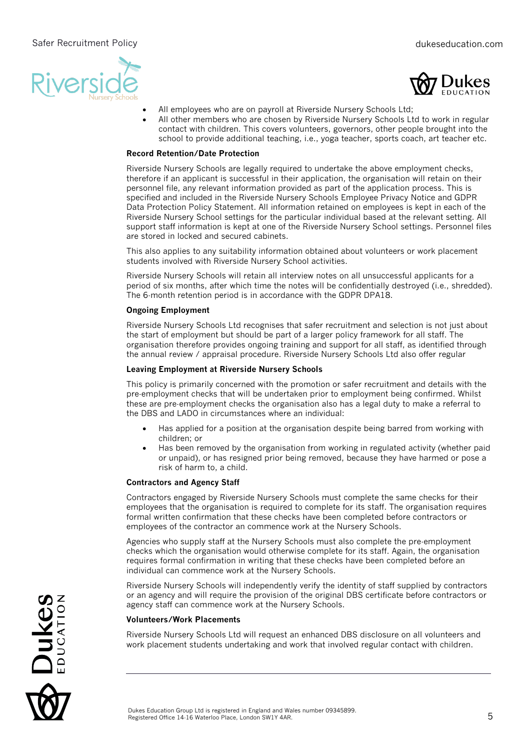- All employees who are on payroll at Riverside Nursery Schools Ltd;
- All other members who are chosen by Riverside Nursery Schools Ltd to work in regular contact with children. This covers volunteers, governors, other people brought into the school to provide additional teaching, i.e., yoga teacher, sports coach, art teacher etc.

**Record Retention/Date Protection**

Riverside Nursery Schools are legally required to undertake the above employment checks, therefore if an applicant is successful in their application, the organisation will retain on their personnel file, any relevant information provided as part of the application process. This is specified and included in the Riverside Nursery Schools Employee Privacy Notice and GDPR Data Protection Policy Statement. All information retained on employees is kept in each of the Riverside Nursery School settings for the particular individual based at the relevant setting. All support staff information is kept at one of the Riverside Nursery School settings. Personnel files are stored in locked and secured cabinets.

This also applies to any suitability information obtained about volunteers or work placement students involved with Riverside Nursery School activities.

Riverside Nursery Schools will retain all interview notes on all unsuccessful applicants for a period of six months, after which time the notes will be confidentially destroyed (i.e., shredded). The 6-month retention period is in accordance with the GDPR DPA18.

**Ongoing Employment**

Riverside Nursery Schools Ltd recognises that safer recruitment and selection is not just about the start of employment but should be part of a larger policy framework for all staff. The organisation therefore provides ongoing training and support for all staff, as identified through the annual review / appraisal procedure. Riverside Nursery Schools Ltd also offer regular

**Leaving Employment at Riverside Nursery Schools**

This policy is primarily concerned with the promotion or safer recruitment and details with the pre-employment checks that will be undertaken prior to employment being confirmed. Whilst these are pre-employment checks the organisation also has a legal duty to make a referral to the DBS and LADO in circumstances where an individual:

- Has applied for a position at the organisation despite being barred from working with children; or
- Has been removed by the organisation from working in regulated activity (whether paid or unpaid), or has resigned prior being removed, because they have harmed or pose a risk of harm to, a child.

**Contractors and Agency Staff**

Contractors engaged by Riverside Nursery Schools must complete the same checks for their employees that the organisation is required to complete for its staff. The organisation requires formal written confirmation that these checks have been completed before contractors or employees of the contractor an commence work at the Nursery Schools.

Agencies who supply staff at the Nursery Schools must also complete the pre-employment checks which the organisation would otherwise complete for its staff. Again, the organisation requires formal confirmation in writing that these checks have been completed before an individual can commence work at the Nursery Schools.

Riverside Nursery Schools will independently verify the identity of staff supplied by contractors or an agency and will require the provision of the original DBS certificate before contractors or agency staff can commence work at the Nursery Schools.

**Volunteers/Work Placements**

Riverside Nursery Schools Ltd will request an enhanced DBS disclosure on all volunteers and work placement students undertaking and work that involved regular contact with children.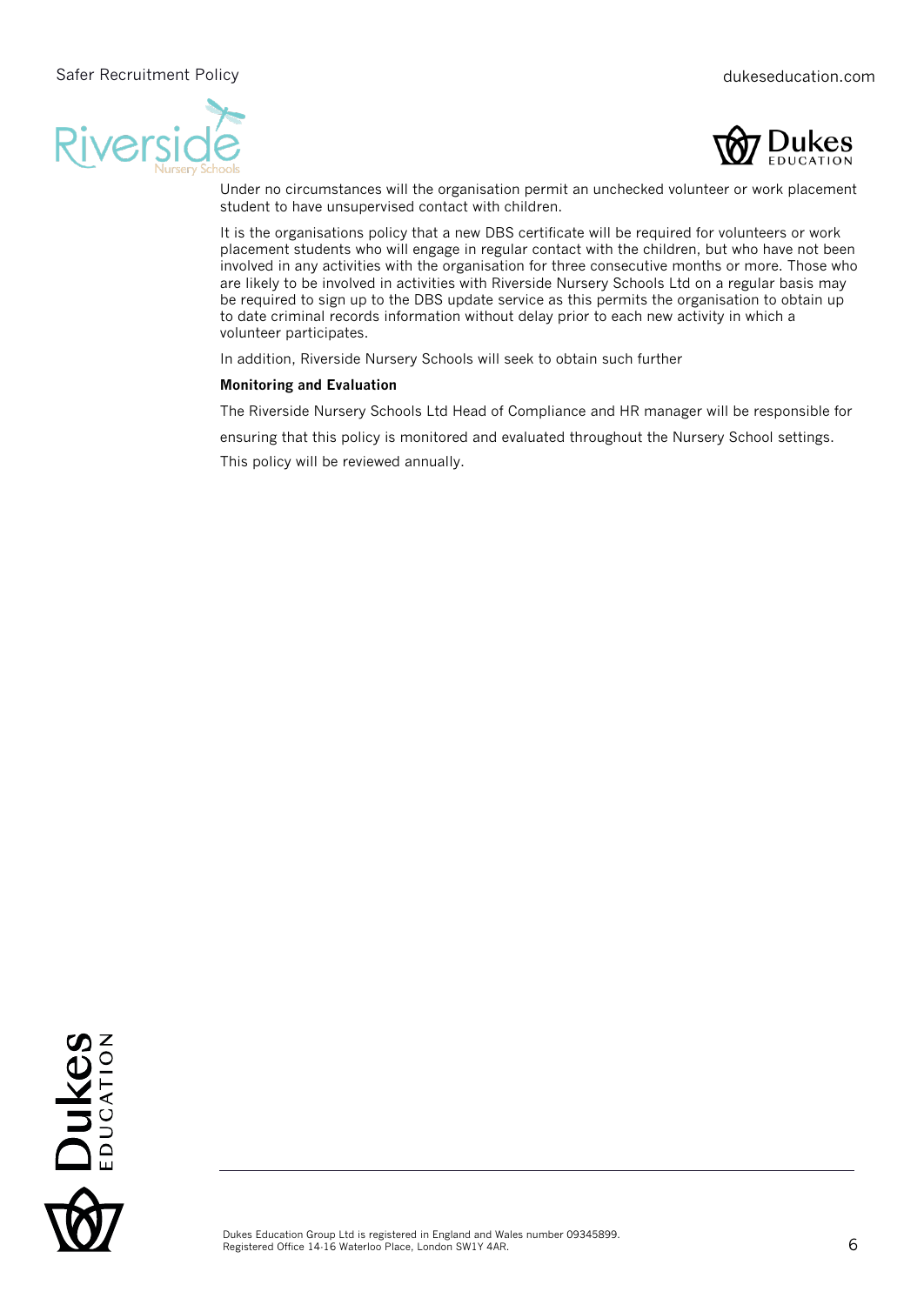Under no circumstances will the organisation permit an unchecked volunteer or work placement student to have unsupervised contact with children.

It is the organisations policy that a new DBS certificate will be required for volunteers or work placement students who will engage in regular contact with the children, but who have not been involved in any activities with the organisation for three consecutive months or more. Those who are likely to be involved in activities with Riverside Nursery Schools Ltd on a regular basis may be required to sign up to the DBS update service as this permits the organisation to obtain up to date criminal records information without delay prior to each new activity in which a volunteer participates.

In addition, Riverside Nursery Schools will seek to obtain such further

**Monitoring and Evaluation**

The Riverside Nursery Schools Ltd Head of Compliance and HR manager will be responsible for ensuring that this policy is monitored and evaluated throughout the Nursery School settings.

This policy will be reviewed annually.